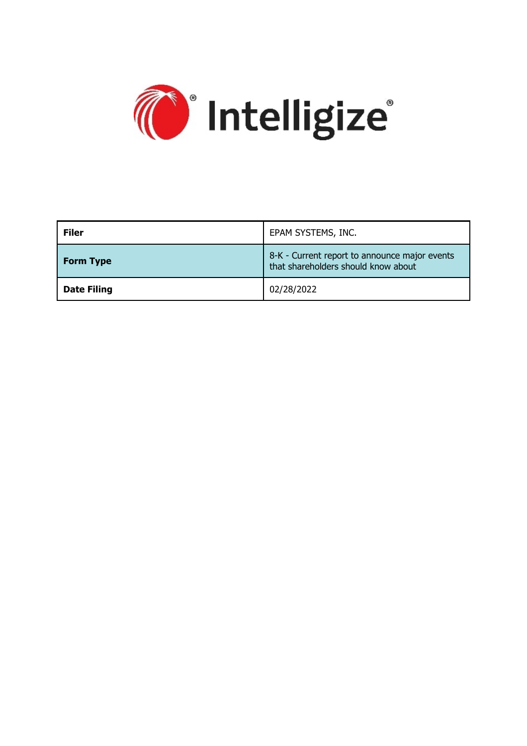Intelligize®

| Filer | EPAM SYSTEMS, INC. |
| --- | --- |
| Form Type | 8-K - Current report to announce major events that shareholders should know about |
| Date Filing | 02/28/2022 |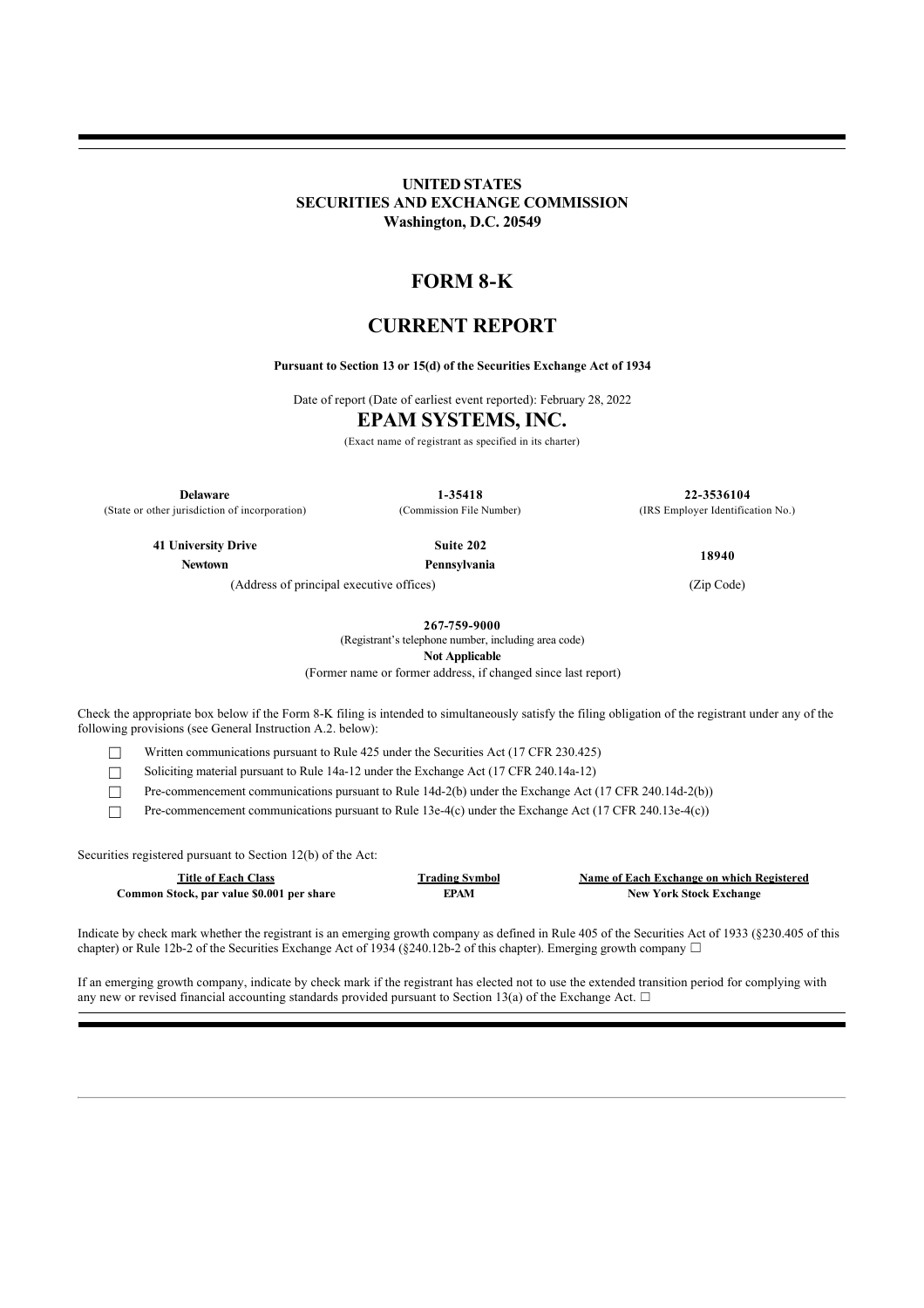# UNITED STATES
# SECURITIES AND EXCHANGE COMMISSION
**Washington, D.C. 20549**

# FORM 8-K

# CURRENT REPORT

**Pursuant to Section 13 or 15(d) of the Securities Exchange Act of 1934**

Date of report (Date of earliest event reported): February 28, 2022

# EPAM SYSTEMS, INC.

(Exact name of registrant as specified in its charter)

| **Delaware** | **1-35418** | **22-3536104** |
|---|---|---|
| (State or other jurisdiction of incorporation) | (Commission File Number) | (IRS Employer Identification No.) |

| **41 University Drive** | **Suite 202** | |
|---|---|---|
| **Newtown** | **Pennsylvania** | **18940** |
| (Address of principal executive offices) | | (Zip Code) |

**267-759-9000**
(Registrant's telephone number, including area code)

**Not Applicable**
(Former name or former address, if changed since last report)

Check the appropriate box below if the Form 8-K filing is intended to simultaneously satisfy the filing obligation of the registrant under any of the following provisions (see General Instruction A.2. below):

☐ Written communications pursuant to Rule 425 under the Securities Act (17 CFR 230.425)

☐ Soliciting material pursuant to Rule 14a-12 under the Exchange Act (17 CFR 240.14a-12)

☐ Pre-commencement communications pursuant to Rule 14d-2(b) under the Exchange Act (17 CFR 240.14d-2(b))

☐ Pre-commencement communications pursuant to Rule 13e-4(c) under the Exchange Act (17 CFR 240.13e-4(c))

Securities registered pursuant to Section 12(b) of the Act:

| Title of Each Class | Trading Symbol | Name of Each Exchange on which Registered |
|---|---|---|
| **Common Stock, par value $0.001 per share** | **EPAM** | **New York Stock Exchange** |

Indicate by check mark whether the registrant is an emerging growth company as defined in Rule 405 of the Securities Act of 1933 (§230.405 of this chapter) or Rule 12b-2 of the Securities Exchange Act of 1934 (§240.12b-2 of this chapter). Emerging growth company ☐

If an emerging growth company, indicate by check mark if the registrant has elected not to use the extended transition period for complying with any new or revised financial accounting standards provided pursuant to Section 13(a) of the Exchange Act. ☐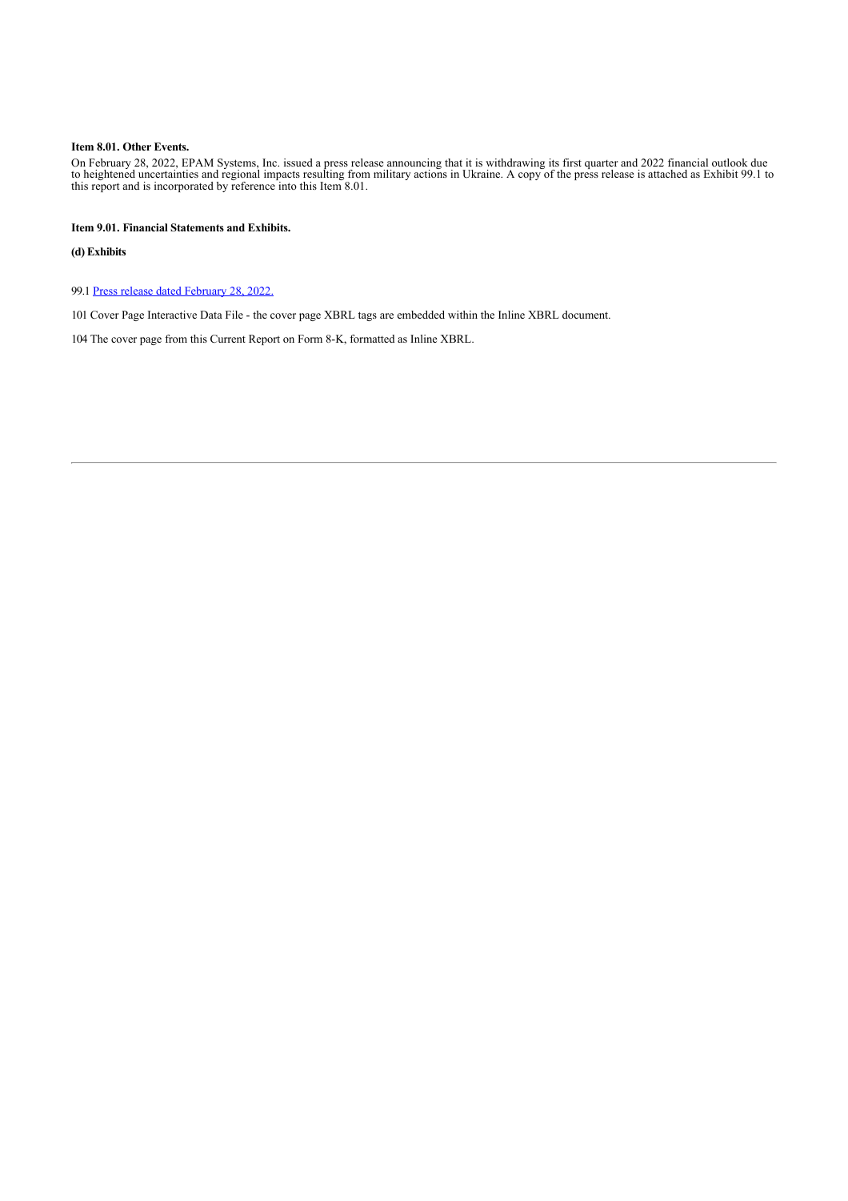**Item 8.01. Other Events.**

On February 28, 2022, EPAM Systems, Inc. issued a press release announcing that it is withdrawing its first quarter and 2022 financial outlook due to heightened uncertainties and regional impacts resulting from military actions in Ukraine. A copy of the press release is attached as Exhibit 99.1 to this report and is incorporated by reference into this Item 8.01.

**Item 9.01. Financial Statements and Exhibits.**

**(d) Exhibits**

99.1 Press release dated February 28, 2022.

101 Cover Page Interactive Data File - the cover page XBRL tags are embedded within the Inline XBRL document.

104 The cover page from this Current Report on Form 8-K, formatted as Inline XBRL.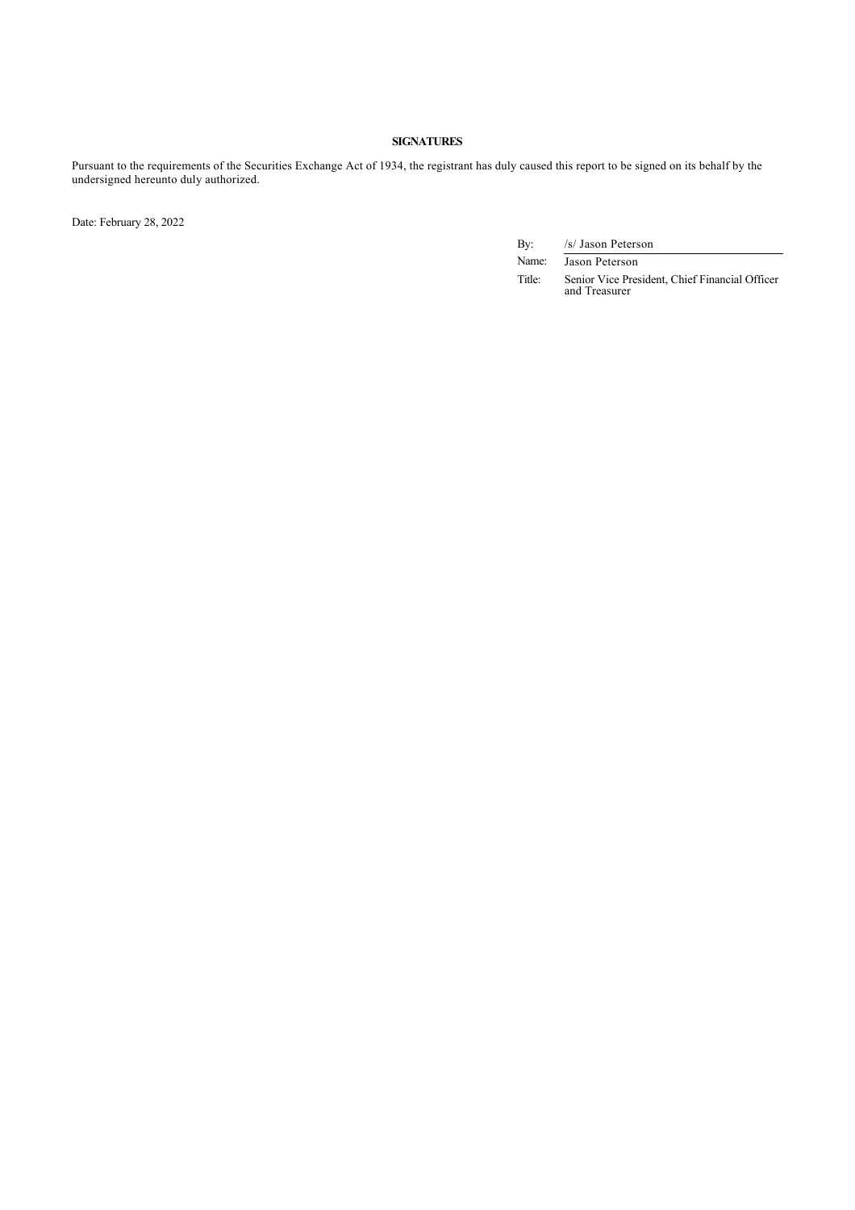## SIGNATURES

Pursuant to the requirements of the Securities Exchange Act of 1934, the registrant has duly caused this report to be signed on its behalf by the undersigned hereunto duly authorized.

Date: February 28, 2022

| | |
|---|---|
| By: | /s/ Jason Peterson |
| Name: | Jason Peterson |
| Title: | Senior Vice President, Chief Financial Officer and Treasurer |